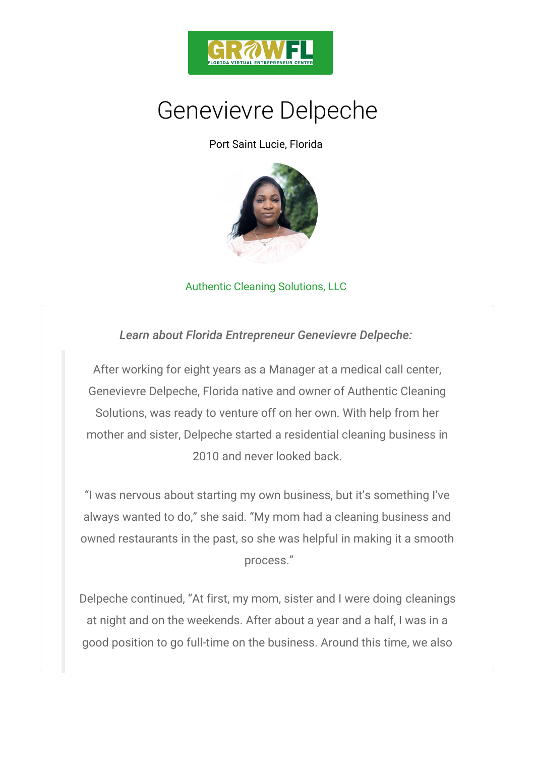# Genevievre Delpeche

Port Saint Lucie, Florida

Authentic Cleaning Solutions, LLC

*Learn about Florida Entrepreneur Genevievre Delpeche:*

After working for eight years as a Manager at a medical call center, Genevievre Delpeche, Florida native and owner of Authentic Cleaning Solutions, was ready to venture off on her own. With help from her mother and sister, Delpeche started a residential cleaning business in 2010 and never looked back.

"I was nervous about starting my own business, but it's something I've always wanted to do," she said. "My mom had a cleaning business and owned restaurants in the past, so she was helpful in making it a smooth process."

Delpeche continued, "At first, my mom, sister and I were doing cleanings at night and on the weekends. After about a year and a half, I was in a good position to go full-time on the business. Around this time, we also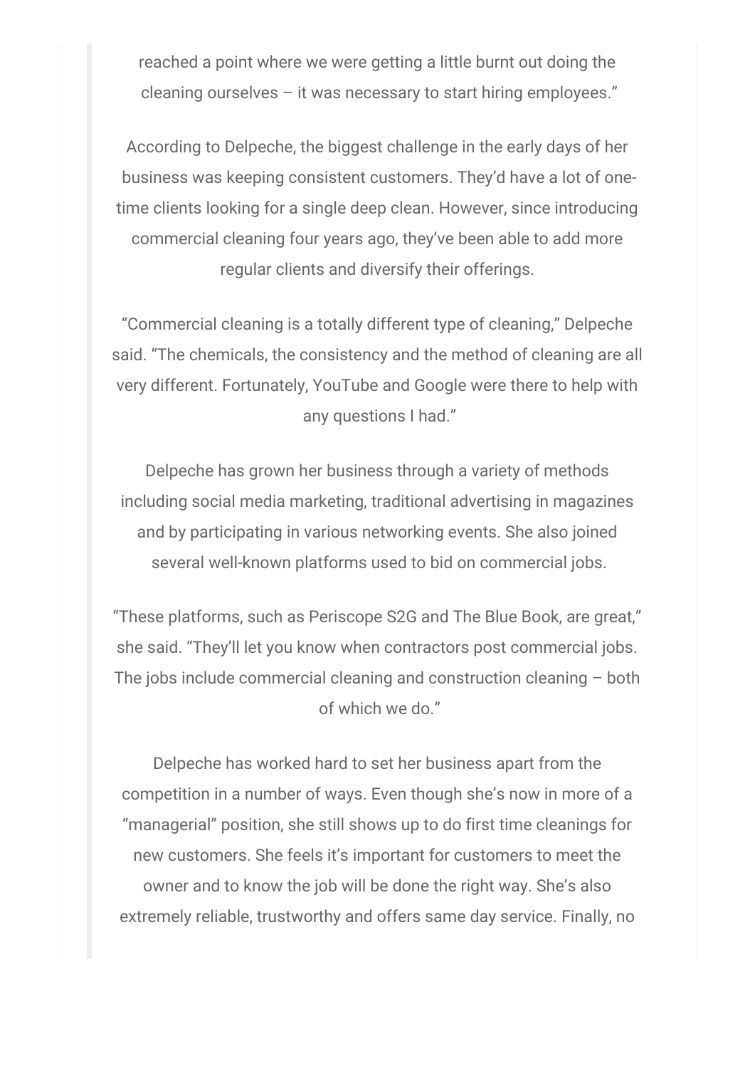reached a point where we were getting a little burnt out doing the cleaning ourselves – it was necessary to start hiring employees."

According to Delpeche, the biggest challenge in the early days of her business was keeping consistent customers. They'd have a lot of one-time clients looking for a single deep clean. However, since introducing commercial cleaning four years ago, they've been able to add more regular clients and diversify their offerings.

"Commercial cleaning is a totally different type of cleaning," Delpeche said. "The chemicals, the consistency and the method of cleaning are all very different. Fortunately, YouTube and Google were there to help with any questions I had."

Delpeche has grown her business through a variety of methods including social media marketing, traditional advertising in magazines and by participating in various networking events. She also joined several well-known platforms used to bid on commercial jobs.

"These platforms, such as Periscope S2G and The Blue Book, are great," she said. "They'll let you know when contractors post commercial jobs. The jobs include commercial cleaning and construction cleaning – both of which we do."

Delpeche has worked hard to set her business apart from the competition in a number of ways. Even though she's now in more of a "managerial" position, she still shows up to do first time cleanings for new customers. She feels it's important for customers to meet the owner and to know the job will be done the right way. She's also extremely reliable, trustworthy and offers same day service. Finally, no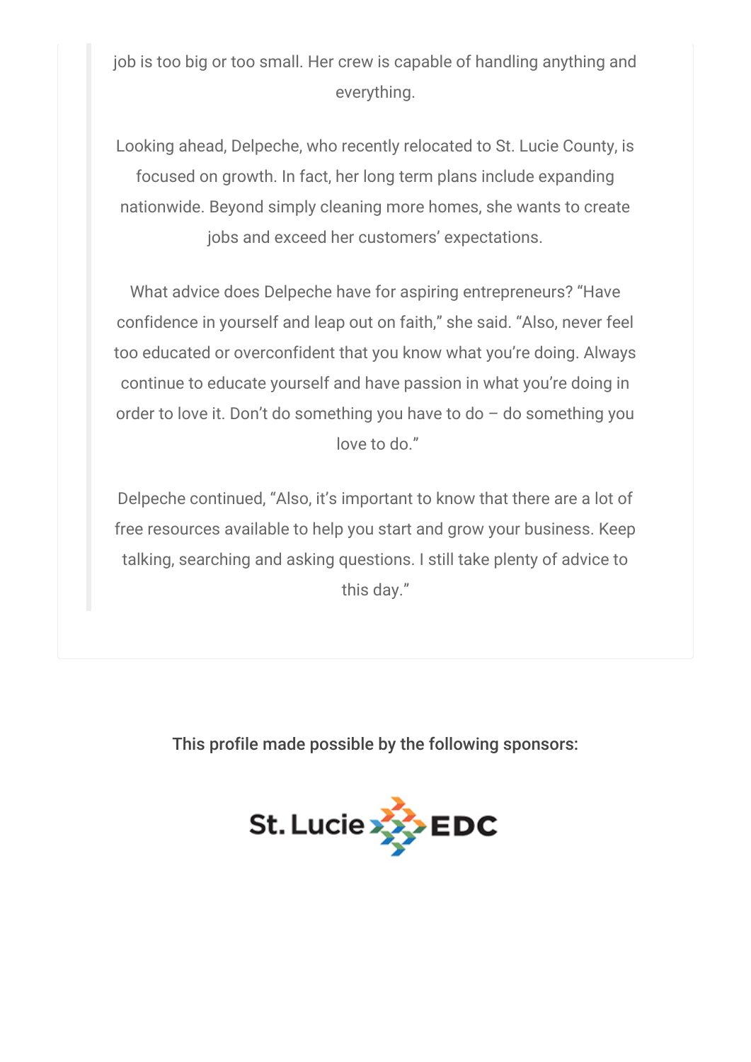job is too big or too small. Her crew is capable of handling anything and everything.

Looking ahead, Delpeche, who recently relocated to St. Lucie County, is focused on growth. In fact, her long term plans include expanding nationwide. Beyond simply cleaning more homes, she wants to create jobs and exceed her customers' expectations.

What advice does Delpeche have for aspiring entrepreneurs? "Have confidence in yourself and leap out on faith," she said. "Also, never feel too educated or overconfident that you know what you're doing. Always continue to educate yourself and have passion in what you're doing in order to love it. Don't do something you have to do – do something you love to do."

Delpeche continued, "Also, it's important to know that there are a lot of free resources available to help you start and grow your business. Keep talking, searching and asking questions. I still take plenty of advice to this day."

This profile made possible by the following sponsors:

St. Lucie EDC